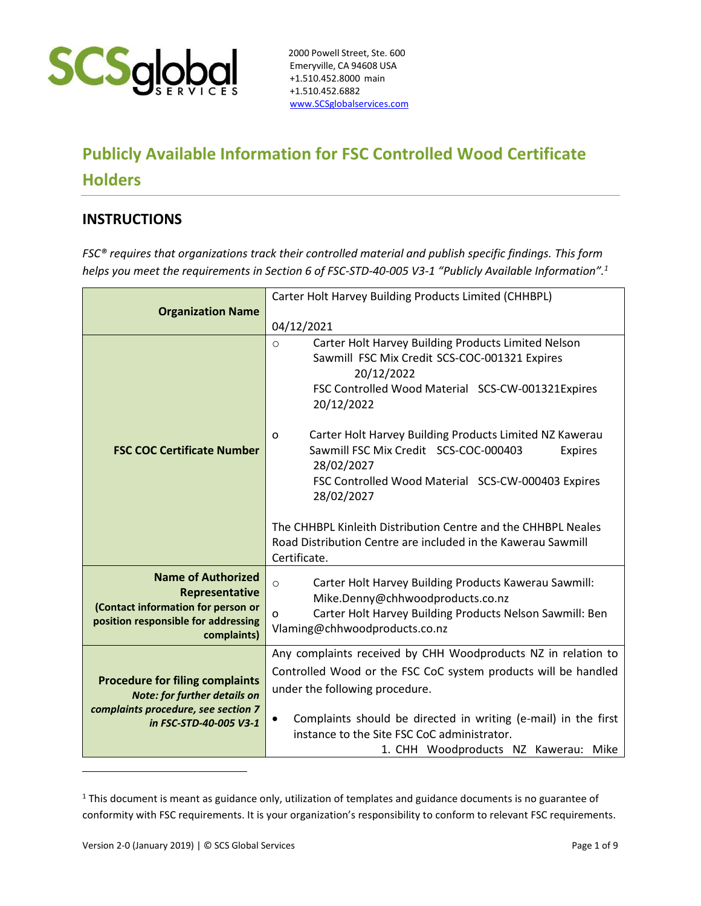2000 Powell Street, Ste. 600
Emeryville, CA 94608 USA
+1.510.452.8000 main
+1.510.452.6882
www.SCSglobalservices.com

# Publicly Available Information for FSC Controlled Wood Certificate Holders

## INSTRUCTIONS

*FSC® requires that organizations track their controlled material and publish specific findings. This form helps you meet the requirements in Section 6 of FSC-STD-40-005 V3-1 "Publicly Available Information".[1]*

| | |
|---|---|
| **Organization Name** | Carter Holt Harvey Building Products Limited (CHHBPL)<br><br>04/12/2021 |
| **FSC COC Certificate Number** | ○ Carter Holt Harvey Building Products Limited Nelson Sawmill FSC Mix Credit SCS-COC-001321 Expires 20/12/2022<br>FSC Controlled Wood Material SCS-CW-001321Expires 20/12/2022<br><br>o Carter Holt Harvey Building Products Limited NZ Kawerau Sawmill FSC Mix Credit SCS-COC-000403 Expires 28/02/2027<br>FSC Controlled Wood Material SCS-CW-000403 Expires 28/02/2027<br><br>The CHHBPL Kinleith Distribution Centre and the CHHBPL Neales Road Distribution Centre are included in the Kawerau Sawmill Certificate. |
| **Name of Authorized Representative (Contact information for person or position responsible for addressing complaints)** | ○ Carter Holt Harvey Building Products Kawerau Sawmill: Mike.Denny@chhwoodproducts.co.nz<br>o Carter Holt Harvey Building Products Nelson Sawmill: Ben Vlaming@chhwoodproducts.co.nz |
| **Procedure for filing complaints** *Note: for further details on complaints procedure, see section 7 in FSC-STD-40-005 V3-1* | Any complaints received by CHH Woodproducts NZ in relation to Controlled Wood or the FSC CoC system products will be handled under the following procedure.<br><br>• Complaints should be directed in writing (e-mail) in the first instance to the Site FSC CoC administrator.<br>1. CHH Woodproducts NZ Kawerau: Mike |

[1] This document is meant as guidance only, utilization of templates and guidance documents is no guarantee of conformity with FSC requirements. It is your organization's responsibility to conform to relevant FSC requirements.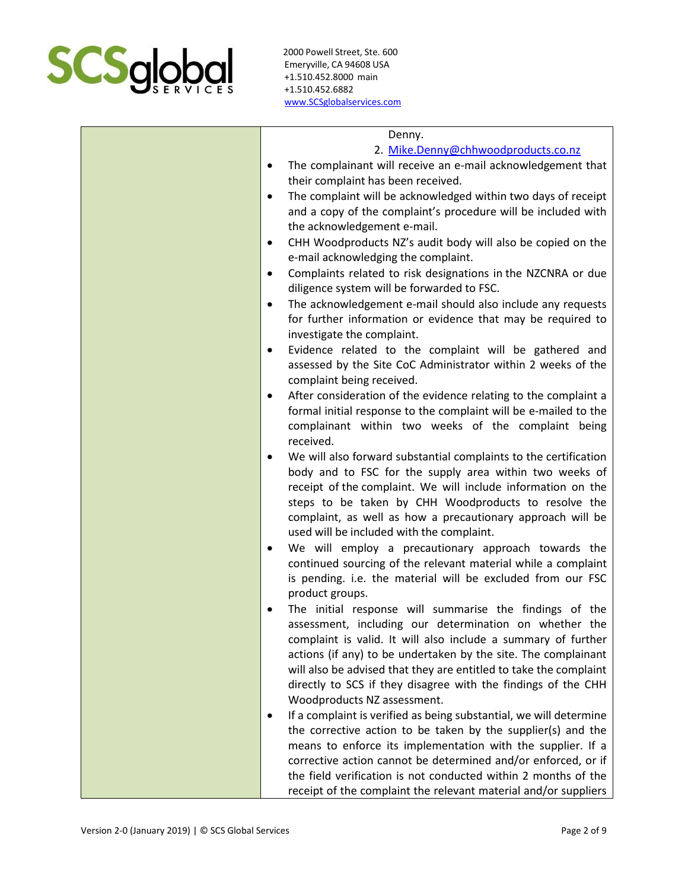| | |
|---|---|
| | Denny.<br>2. Mike.Denny@chhwoodproducts.co.nz<br>• The complainant will receive an e-mail acknowledgement that their complaint has been received.<br>• The complaint will be acknowledged within two days of receipt and a copy of the complaint's procedure will be included with the acknowledgement e-mail.<br>• CHH Woodproducts NZ's audit body will also be copied on the e-mail acknowledging the complaint.<br>• Complaints related to risk designations in the NZCNRA or due diligence system will be forwarded to FSC.<br>• The acknowledgement e-mail should also include any requests for further information or evidence that may be required to investigate the complaint.<br>• Evidence related to the complaint will be gathered and assessed by the Site CoC Administrator within 2 weeks of the complaint being received.<br>• After consideration of the evidence relating to the complaint a formal initial response to the complaint will be e-mailed to the complainant within two weeks of the complaint being received.<br>• We will also forward substantial complaints to the certification body and to FSC for the supply area within two weeks of receipt of the complaint. We will include information on the steps to be taken by CHH Woodproducts to resolve the complaint, as well as how a precautionary approach will be used will be included with the complaint.<br>• We will employ a precautionary approach towards the continued sourcing of the relevant material while a complaint is pending. i.e. the material will be excluded from our FSC product groups.<br>• The initial response will summarise the findings of the assessment, including our determination on whether the complaint is valid. It will also include a summary of further actions (if any) to be undertaken by the site. The complainant will also be advised that they are entitled to take the complaint directly to SCS if they disagree with the findings of the CHH Woodproducts NZ assessment.<br>• If a complaint is verified as being substantial, we will determine the corrective action to be taken by the supplier(s) and the means to enforce its implementation with the supplier. If a corrective action cannot be determined and/or enforced, or if the field verification is not conducted within 2 months of the receipt of the complaint the relevant material and/or suppliers |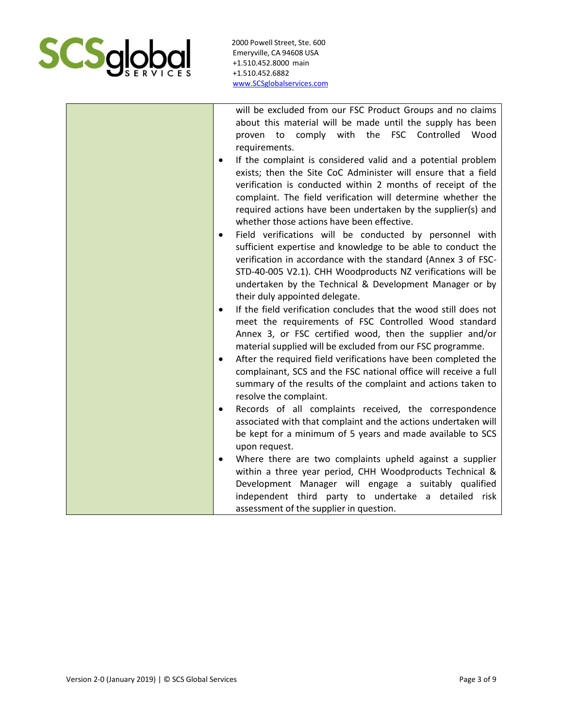| | |
|---|---|
| | will be excluded from our FSC Product Groups and no claims about this material will be made until the supply has been proven to comply with the FSC Controlled Wood requirements.<br>• If the complaint is considered valid and a potential problem exists; then the Site CoC Administer will ensure that a field verification is conducted within 2 months of receipt of the complaint. The field verification will determine whether the required actions have been undertaken by the supplier(s) and whether those actions have been effective.<br>• Field verifications will be conducted by personnel with sufficient expertise and knowledge to be able to conduct the verification in accordance with the standard (Annex 3 of FSC-STD-40-005 V2.1). CHH Woodproducts NZ verifications will be undertaken by the Technical & Development Manager or by their duly appointed delegate.<br>• If the field verification concludes that the wood still does not meet the requirements of FSC Controlled Wood standard Annex 3, or FSC certified wood, then the supplier and/or material supplied will be excluded from our FSC programme.<br>• After the required field verifications have been completed the complainant, SCS and the FSC national office will receive a full summary of the results of the complaint and actions taken to resolve the complaint.<br>• Records of all complaints received, the correspondence associated with that complaint and the actions undertaken will be kept for a minimum of 5 years and made available to SCS upon request.<br>• Where there are two complaints upheld against a supplier within a three year period, CHH Woodproducts Technical & Development Manager will engage a suitably qualified independent third party to undertake a detailed risk assessment of the supplier in question. |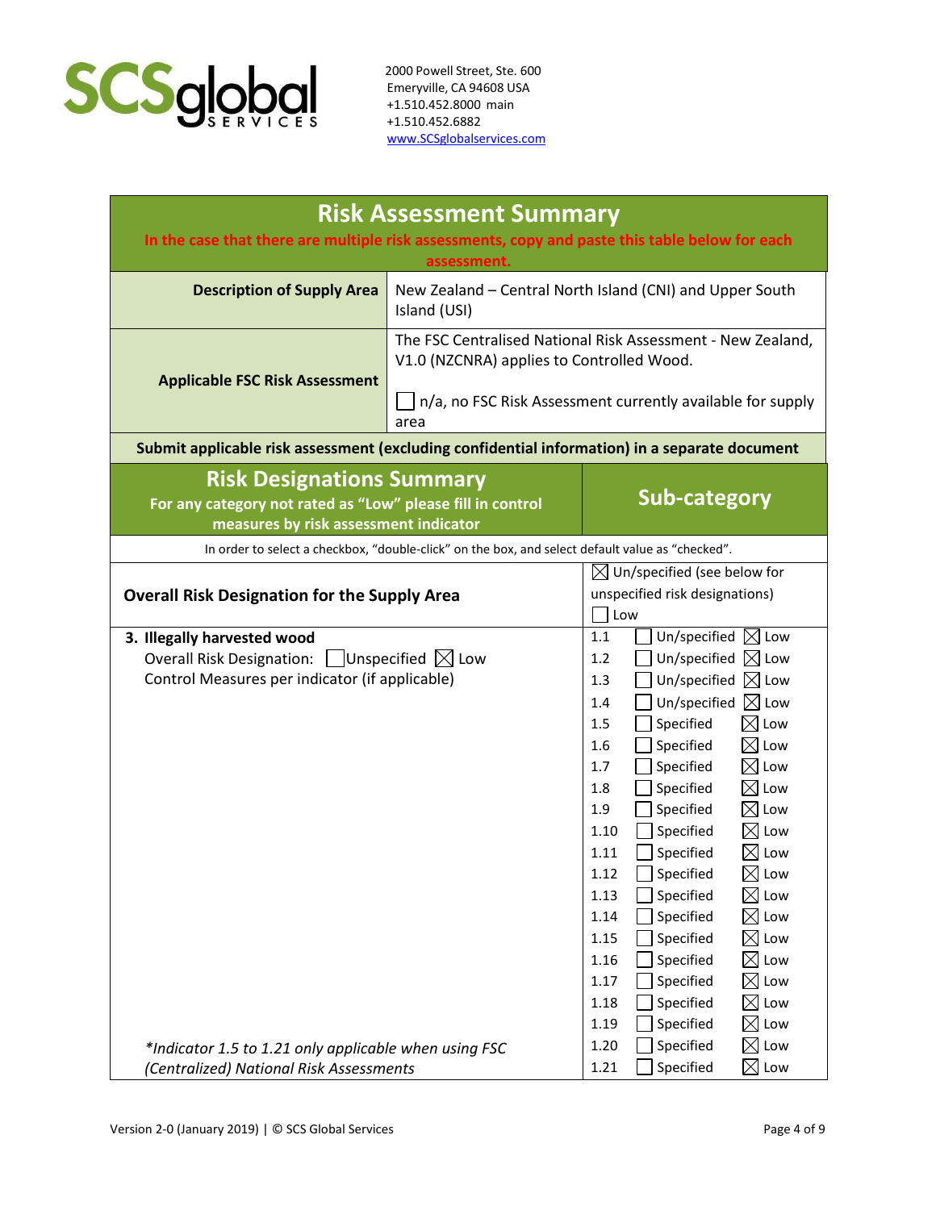SCS global SERVICES

2000 Powell Street, Ste. 600
Emeryville, CA 94608 USA
+1.510.452.8000 main
+1.510.452.6882
www.SCSglobalservices.com

## Risk Assessment Summary

**In the case that there are multiple risk assessments, copy and paste this table below for each assessment.**

| | |
|---|---|
| **Description of Supply Area** | New Zealand – Central North Island (CNI) and Upper South Island (USI) |
| **Applicable FSC Risk Assessment** | The FSC Centralised National Risk Assessment - New Zealand, V1.0 (NZCNRA) applies to Controlled Wood.<br><br>☐ n/a, no FSC Risk Assessment currently available for supply area |

**Submit applicable risk assessment (excluding confidential information) in a separate document**

| Risk Designations Summary<br>For any category not rated as "Low" please fill in control measures by risk assessment indicator | Sub-category |
|---|---|
| In order to select a checkbox, "double-click" on the box, and select default value as "checked". | |
| **Overall Risk Designation for the Supply Area** | ☒ Un/specified (see below for unspecified risk designations)<br>☐ Low |
| **3. Illegally harvested wood**<br>Overall Risk Designation: ☐ Unspecified ☒ Low<br>Control Measures per indicator (if applicable) | 1.1 ☐ Un/specified ☒ Low |
| | 1.2 ☐ Un/specified ☒ Low |
| | 1.3 ☐ Un/specified ☒ Low |
| | 1.4 ☐ Un/specified ☒ Low |
| | 1.5 ☐ Specified ☒ Low |
| | 1.6 ☐ Specified ☒ Low |
| | 1.7 ☐ Specified ☒ Low |
| | 1.8 ☐ Specified ☒ Low |
| | 1.9 ☐ Specified ☒ Low |
| | 1.10 ☐ Specified ☒ Low |
| | 1.11 ☐ Specified ☒ Low |
| | 1.12 ☐ Specified ☒ Low |
| | 1.13 ☐ Specified ☒ Low |
| | 1.14 ☐ Specified ☒ Low |
| | 1.15 ☐ Specified ☒ Low |
| | 1.16 ☐ Specified ☒ Low |
| | 1.17 ☐ Specified ☒ Low |
| | 1.18 ☐ Specified ☒ Low |
| | 1.19 ☐ Specified ☒ Low |
| *Indicator 1.5 to 1.21 only applicable when using FSC (Centralized) National Risk Assessments* | 1.20 ☐ Specified ☒ Low |
| | 1.21 ☐ Specified ☒ Low |

Version 2-0 (January 2019) | © SCS Global Services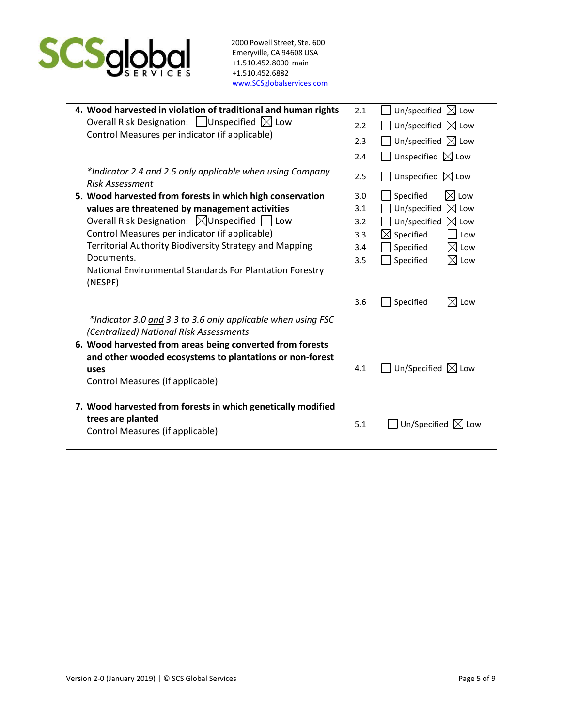| | |
|---|---|
| **4. Wood harvested in violation of traditional and human rights**<br>Overall Risk Designation: ☐ Unspecified ☒ Low<br>Control Measures per indicator (if applicable)<br><br>*\*Indicator 2.4 and 2.5 only applicable when using Company Risk Assessment* | 2.1 ☐ Un/specified ☒ Low<br>2.2 ☐ Un/specified ☒ Low<br>2.3 ☐ Un/specified ☒ Low<br>2.4 ☐ Unspecified ☒ Low<br>2.5 ☐ Unspecified ☒ Low |
| **5. Wood harvested from forests in which high conservation values are threatened by management activities**<br>Overall Risk Designation: ☒ Unspecified ☐ Low<br>Control Measures per indicator (if applicable)<br>Territorial Authority Biodiversity Strategy and Mapping Documents.<br>National Environmental Standards For Plantation Forestry (NESPF)<br><br>*\*Indicator 3.0 <u>and</u> 3.3 to 3.6 only applicable when using FSC (Centralized) National Risk Assessments* | 3.0 ☐ Specified ☒ Low<br>3.1 ☐ Un/specified ☒ Low<br>3.2 ☐ Un/specified ☒ Low<br>3.3 ☒ Specified ☐ Low<br>3.4 ☐ Specified ☒ Low<br>3.5 ☐ Specified ☒ Low<br>3.6 ☐ Specified ☒ Low |
| **6. Wood harvested from areas being converted from forests and other wooded ecosystems to plantations or non-forest uses**<br>Control Measures (if applicable) | 4.1 ☐ Un/Specified ☒ Low |
| **7. Wood harvested from forests in which genetically modified trees are planted**<br>Control Measures (if applicable) | 5.1 ☐ Un/Specified ☒ Low |

Version 2-0 (January 2019) | © SCS Global Services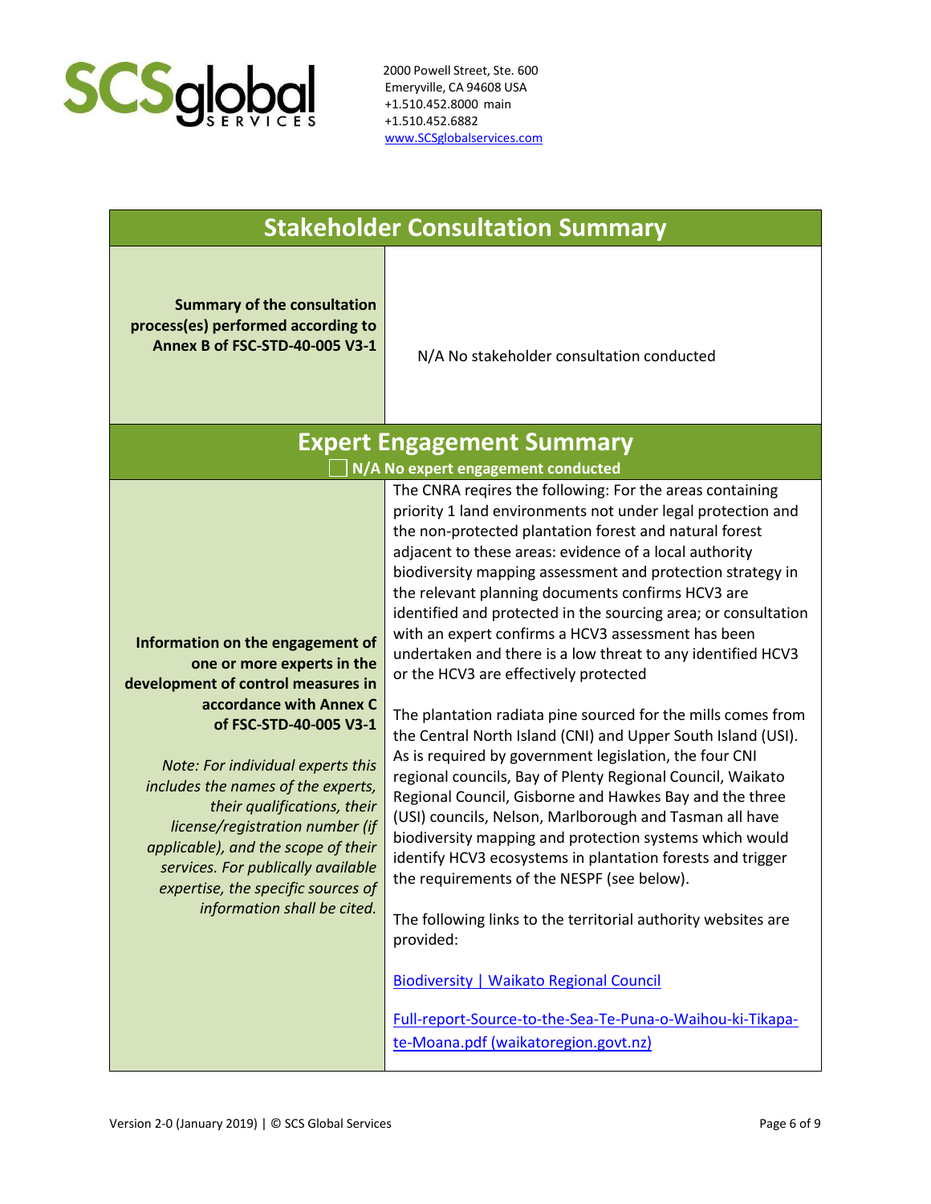| Stakeholder Consultation Summary | |
|---|---|
| **Summary of the consultation process(es) performed according to Annex B of FSC-STD-40-005 V3-1** | N/A No stakeholder consultation conducted |

| Expert Engagement Summary<br>☐ N/A No expert engagement conducted | |
|---|---|
| **Information on the engagement of one or more experts in the development of control measures in accordance with Annex C of FSC-STD-40-005 V3-1**<br><br>*Note: For individual experts this includes the names of the experts, their qualifications, their license/registration number (if applicable), and the scope of their services. For publically available expertise, the specific sources of information shall be cited.* | The CNRA reqires the following: For the areas containing priority 1 land environments not under legal protection and the non-protected plantation forest and natural forest adjacent to these areas: evidence of a local authority biodiversity mapping assessment and protection strategy in the relevant planning documents confirms HCV3 are identified and protected in the sourcing area; or consultation with an expert confirms a HCV3 assessment has been undertaken and there is a low threat to any identified HCV3 or the HCV3 are effectively protected<br><br>The plantation radiata pine sourced for the mills comes from the Central North Island (CNI) and Upper South Island (USI). As is required by government legislation, the four CNI regional councils, Bay of Plenty Regional Council, Waikato Regional Council, Gisborne and Hawkes Bay and the three (USI) councils, Nelson, Marlborough and Tasman all have biodiversity mapping and protection systems which would identify HCV3 ecosystems in plantation forests and trigger the requirements of the NESPF (see below).<br><br>The following links to the territorial authority websites are provided:<br><br>Biodiversity \| Waikato Regional Council<br><br>Full-report-Source-to-the-Sea-Te-Puna-o-Waihou-ki-Tikapa-te-Moana.pdf (waikatoregion.govt.nz) |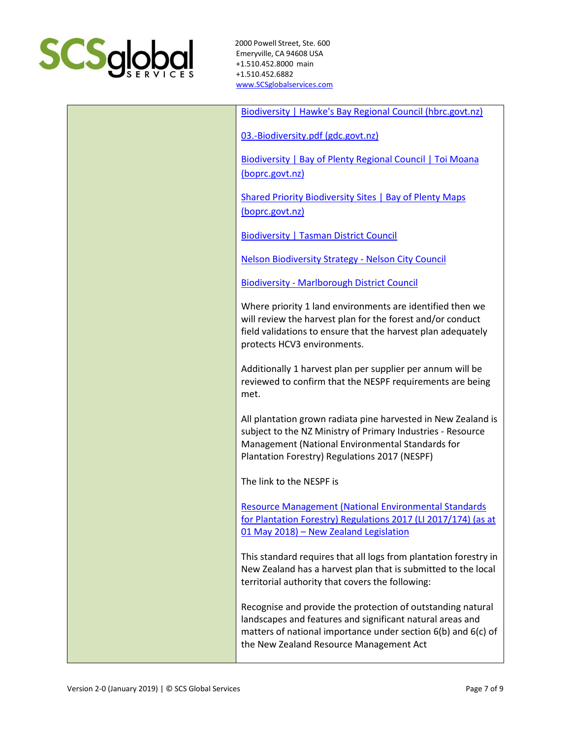| | |
|---|---|
| | Biodiversity \| Hawke's Bay Regional Council (hbrc.govt.nz)<br><br>03.-Biodiversity.pdf (gdc.govt.nz)<br><br>Biodiversity \| Bay of Plenty Regional Council \| Toi Moana (boprc.govt.nz)<br><br>Shared Priority Biodiversity Sites \| Bay of Plenty Maps (boprc.govt.nz)<br><br>Biodiversity \| Tasman District Council<br><br>Nelson Biodiversity Strategy - Nelson City Council<br><br>Biodiversity - Marlborough District Council<br><br>Where priority 1 land environments are identified then we will review the harvest plan for the forest and/or conduct field validations to ensure that the harvest plan adequately protects HCV3 environments.<br><br>Additionally 1 harvest plan per supplier per annum will be reviewed to confirm that the NESPF requirements are being met.<br><br>All plantation grown radiata pine harvested in New Zealand is subject to the NZ Ministry of Primary Industries - Resource Management (National Environmental Standards for Plantation Forestry) Regulations 2017 (NESPF)<br><br>The link to the NESPF is<br><br>Resource Management (National Environmental Standards for Plantation Forestry) Regulations 2017 (LI 2017/174) (as at 01 May 2018) – New Zealand Legislation<br><br>This standard requires that all logs from plantation forestry in New Zealand has a harvest plan that is submitted to the local territorial authority that covers the following:<br><br>Recognise and provide the protection of outstanding natural landscapes and features and significant natural areas and matters of national importance under section 6(b) and 6(c) of the New Zealand Resource Management Act |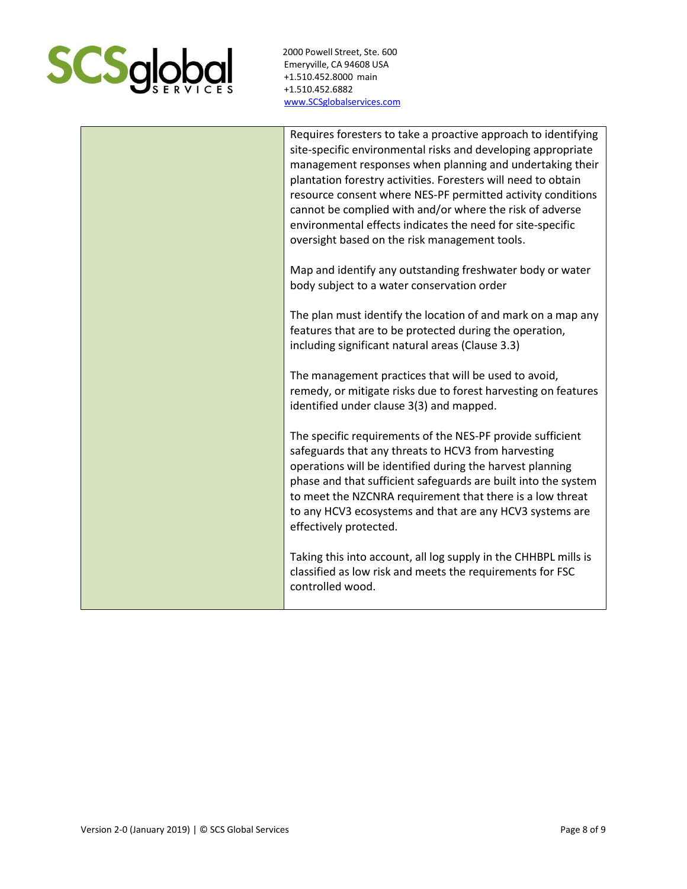| | |
|---|---|
| | Requires foresters to take a proactive approach to identifying site-specific environmental risks and developing appropriate management responses when planning and undertaking their plantation forestry activities. Foresters will need to obtain resource consent where NES-PF permitted activity conditions cannot be complied with and/or where the risk of adverse environmental effects indicates the need for site-specific oversight based on the risk management tools.<br><br>Map and identify any outstanding freshwater body or water body subject to a water conservation order<br><br>The plan must identify the location of and mark on a map any features that are to be protected during the operation, including significant natural areas (Clause 3.3)<br><br>The management practices that will be used to avoid, remedy, or mitigate risks due to forest harvesting on features identified under clause 3(3) and mapped.<br><br>The specific requirements of the NES-PF provide sufficient safeguards that any threats to HCV3 from harvesting operations will be identified during the harvest planning phase and that sufficient safeguards are built into the system to meet the NZCNRA requirement that there is a low threat to any HCV3 ecosystems and that are any HCV3 systems are effectively protected.<br><br>Taking this into account, all log supply in the CHHBPL mills is classified as low risk and meets the requirements for FSC controlled wood. |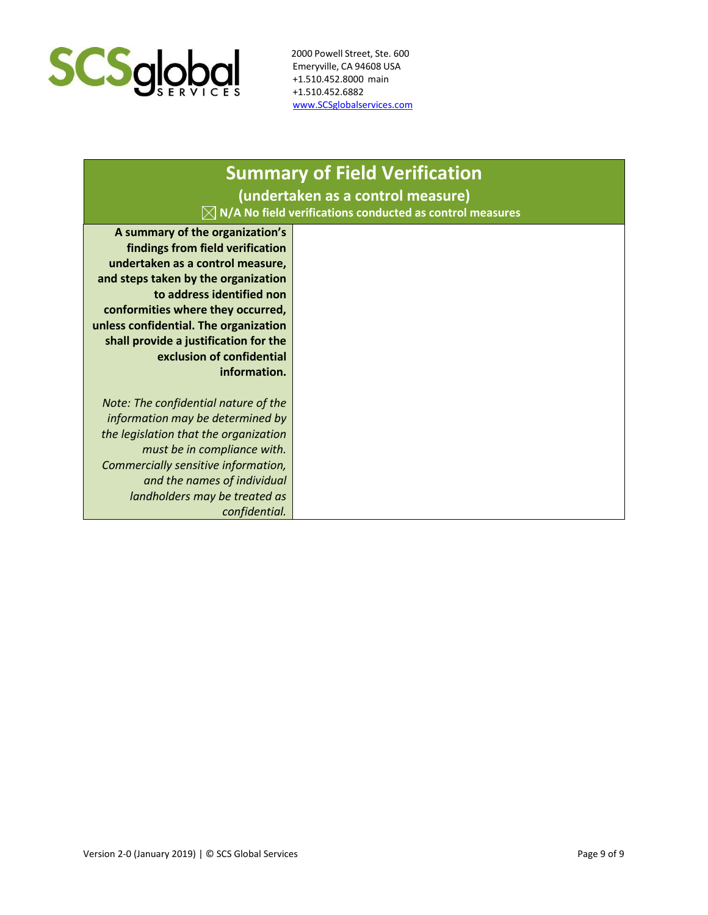| Summary of Field Verification (undertaken as a control measure) ☒ N/A No field verifications conducted as control measures | |
|---|---|
| **A summary of the organization's findings from field verification undertaken as a control measure, and steps taken by the organization to address identified non conformities where they occurred, unless confidential. The organization shall provide a justification for the exclusion of confidential information.** *Note: The confidential nature of the information may be determined by the legislation that the organization must be in compliance with. Commercially sensitive information, and the names of individual landholders may be treated as confidential.* | |